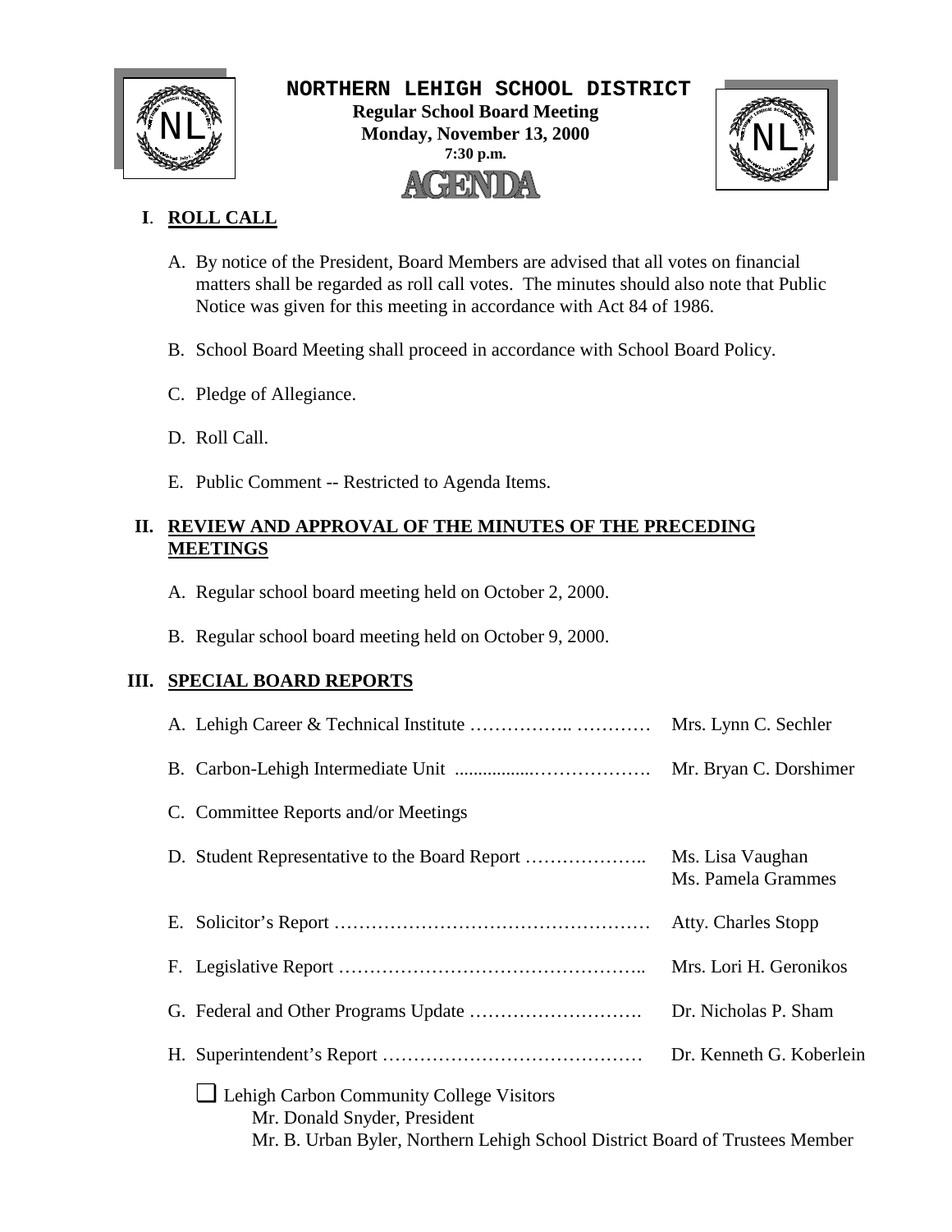# NORTHERN LEHIGH SCHOOL DISTRICT

**Regular School Board Meeting**
**Monday, November 13, 2000**
**7:30 p.m.**

## AGENDA

## I. ROLL CALL

A. By notice of the President, Board Members are advised that all votes on financial matters shall be regarded as roll call votes. The minutes should also note that Public Notice was given for this meeting in accordance with Act 84 of 1986.

B. School Board Meeting shall proceed in accordance with School Board Policy.

C. Pledge of Allegiance.

D. Roll Call.

E. Public Comment -- Restricted to Agenda Items.

## II. REVIEW AND APPROVAL OF THE MINUTES OF THE PRECEDING MEETINGS

A. Regular school board meeting held on October 2, 2000.

B. Regular school board meeting held on October 9, 2000.

## III. SPECIAL BOARD REPORTS

A. Lehigh Career & Technical Institute …………….. ………… Mrs. Lynn C. Sechler

B. Carbon-Lehigh Intermediate Unit ................………………. Mr. Bryan C. Dorshimer

C. Committee Reports and/or Meetings

D. Student Representative to the Board Report ……………….. Ms. Lisa Vaughan, Ms. Pamela Grammes

E. Solicitor's Report …………………………………………… Atty. Charles Stopp

F. Legislative Report ………………………………………….. Mrs. Lori H. Geronikos

G. Federal and Other Programs Update ………………………. Dr. Nicholas P. Sham

H. Superintendent's Report …………………………………… Dr. Kenneth G. Koberlein

- ❑ Lehigh Carbon Community College Visitors
  - Mr. Donald Snyder, President
  - Mr. B. Urban Byler, Northern Lehigh School District Board of Trustees Member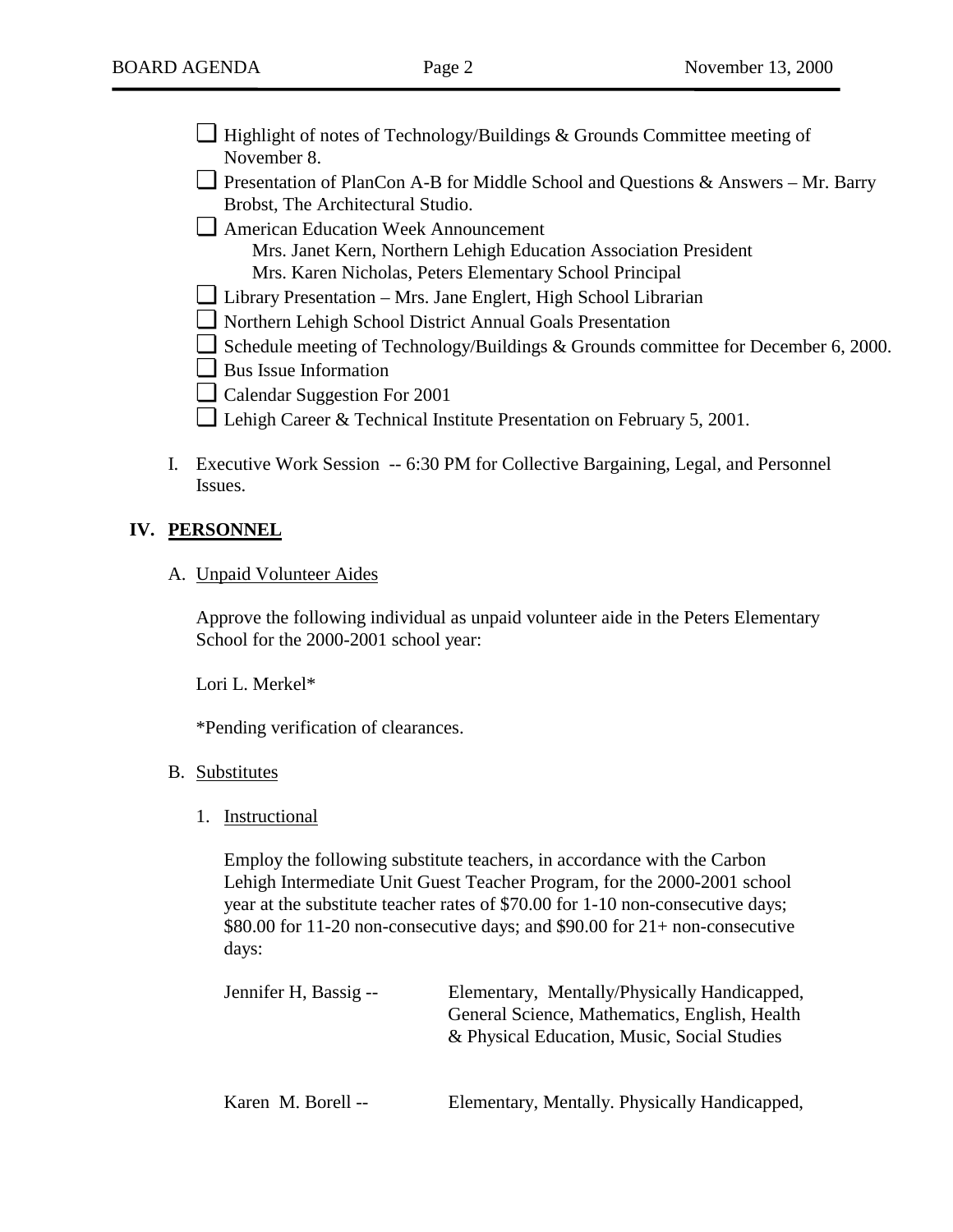- ❑ Highlight of notes of Technology/Buildings & Grounds Committee meeting of November 8.
- ❑ Presentation of PlanCon A-B for Middle School and Questions & Answers – Mr. Barry Brobst, The Architectural Studio.
- ❑ American Education Week Announcement
  Mrs. Janet Kern, Northern Lehigh Education Association President
  Mrs. Karen Nicholas, Peters Elementary School Principal
- ❑ Library Presentation – Mrs. Jane Englert, High School Librarian
- ❑ Northern Lehigh School District Annual Goals Presentation
- ❑ Schedule meeting of Technology/Buildings & Grounds committee for December 6, 2000.
- ❑ Bus Issue Information
- ❑ Calendar Suggestion For 2001
- ❑ Lehigh Career & Technical Institute Presentation on February 5, 2001.

I. Executive Work Session -- 6:30 PM for Collective Bargaining, Legal, and Personnel Issues.

## IV. PERSONNEL

A. Unpaid Volunteer Aides

Approve the following individual as unpaid volunteer aide in the Peters Elementary School for the 2000-2001 school year:

Lori L. Merkel*

*Pending verification of clearances.

B. Substitutes

1. Instructional

Employ the following substitute teachers, in accordance with the Carbon Lehigh Intermediate Unit Guest Teacher Program, for the 2000-2001 school year at the substitute teacher rates of $70.00 for 1-10 non-consecutive days; $80.00 for 11-20 non-consecutive days; and $90.00 for 21+ non-consecutive days:

| | |
|---|---|
| Jennifer H, Bassig -- | Elementary, Mentally/Physically Handicapped, General Science, Mathematics, English, Health & Physical Education, Music, Social Studies |
| Karen M. Borell -- | Elementary, Mentally. Physically Handicapped, |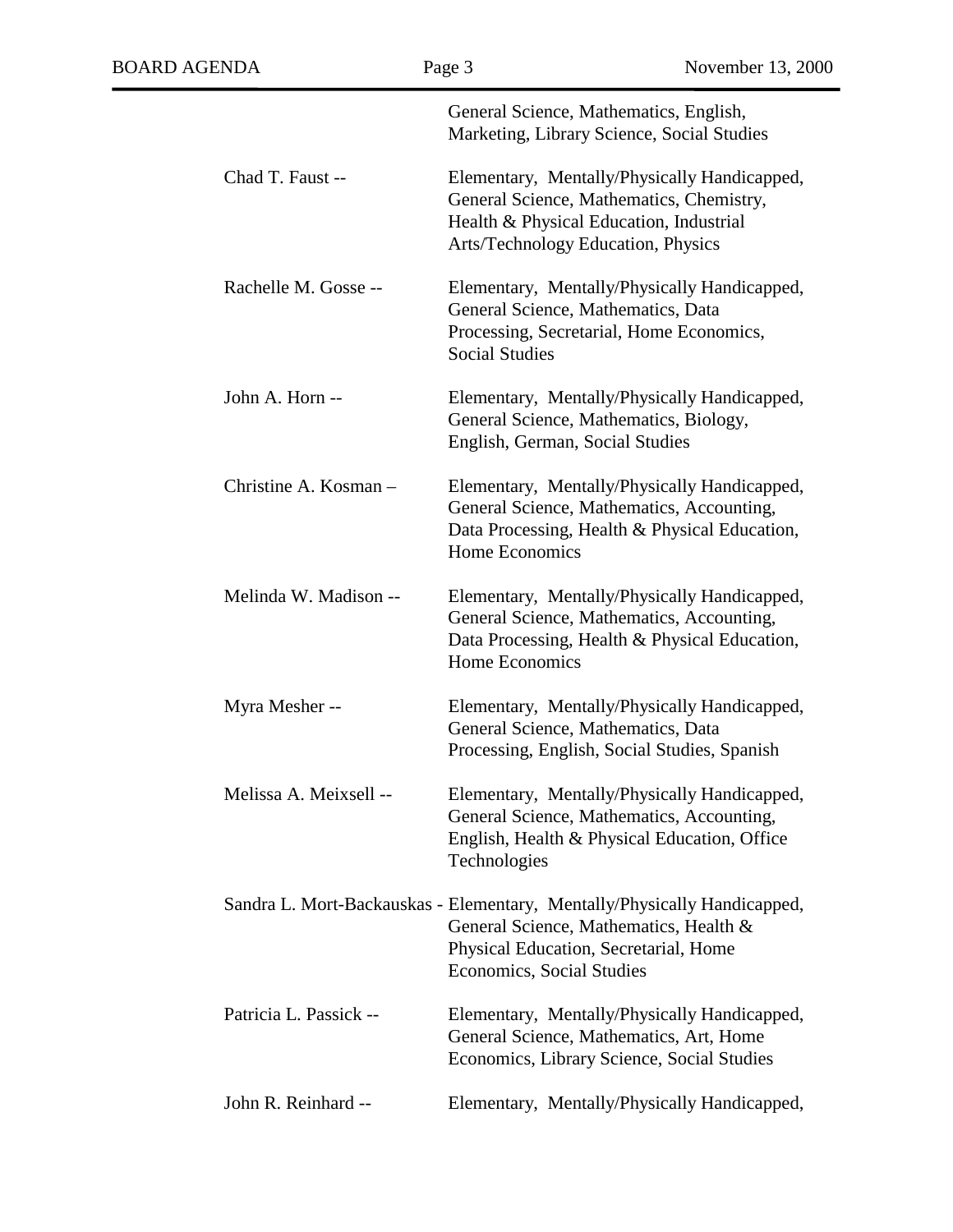General Science, Mathematics, English, Marketing, Library Science, Social Studies

Chad T. Faust -- Elementary, Mentally/Physically Handicapped, General Science, Mathematics, Chemistry, Health & Physical Education, Industrial Arts/Technology Education, Physics

Rachelle M. Gosse -- Elementary, Mentally/Physically Handicapped, General Science, Mathematics, Data Processing, Secretarial, Home Economics, Social Studies

John A. Horn -- Elementary, Mentally/Physically Handicapped, General Science, Mathematics, Biology, English, German, Social Studies

Christine A. Kosman – Elementary, Mentally/Physically Handicapped, General Science, Mathematics, Accounting, Data Processing, Health & Physical Education, Home Economics

Melinda W. Madison -- Elementary, Mentally/Physically Handicapped, General Science, Mathematics, Accounting, Data Processing, Health & Physical Education, Home Economics

Myra Mesher -- Elementary, Mentally/Physically Handicapped, General Science, Mathematics, Data Processing, English, Social Studies, Spanish

Melissa A. Meixsell -- Elementary, Mentally/Physically Handicapped, General Science, Mathematics, Accounting, English, Health & Physical Education, Office Technologies

Sandra L. Mort-Backauskas - Elementary, Mentally/Physically Handicapped, General Science, Mathematics, Health & Physical Education, Secretarial, Home Economics, Social Studies

Patricia L. Passick -- Elementary, Mentally/Physically Handicapped, General Science, Mathematics, Art, Home Economics, Library Science, Social Studies

John R. Reinhard -- Elementary, Mentally/Physically Handicapped,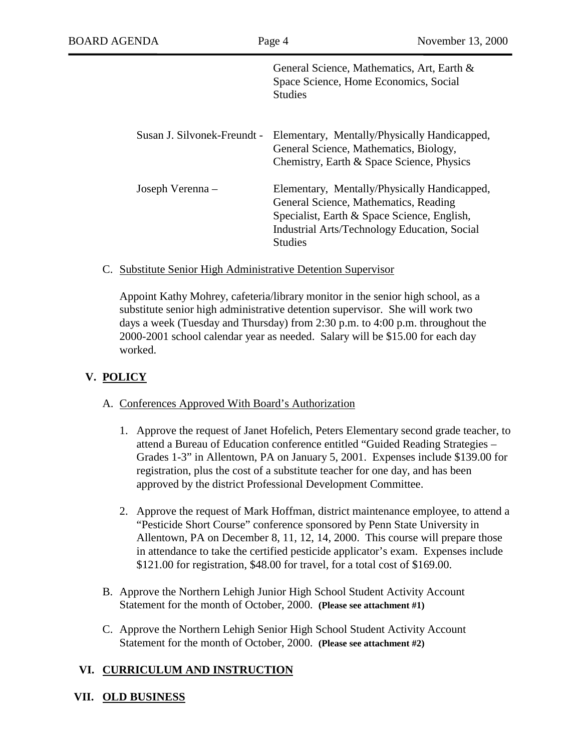General Science, Mathematics, Art, Earth & Space Science, Home Economics, Social Studies

Susan J. Silvonek-Freundt - Elementary, Mentally/Physically Handicapped, General Science, Mathematics, Biology, Chemistry, Earth & Space Science, Physics

Joseph Verenna – Elementary, Mentally/Physically Handicapped, General Science, Mathematics, Reading Specialist, Earth & Space Science, English, Industrial Arts/Technology Education, Social Studies

C. Substitute Senior High Administrative Detention Supervisor

Appoint Kathy Mohrey, cafeteria/library monitor in the senior high school, as a substitute senior high administrative detention supervisor. She will work two days a week (Tuesday and Thursday) from 2:30 p.m. to 4:00 p.m. throughout the 2000-2001 school calendar year as needed. Salary will be $15.00 for each day worked.

## V. POLICY

A. Conferences Approved With Board's Authorization

1. Approve the request of Janet Hofelich, Peters Elementary second grade teacher, to attend a Bureau of Education conference entitled "Guided Reading Strategies – Grades 1-3" in Allentown, PA on January 5, 2001. Expenses include $139.00 for registration, plus the cost of a substitute teacher for one day, and has been approved by the district Professional Development Committee.

2. Approve the request of Mark Hoffman, district maintenance employee, to attend a "Pesticide Short Course" conference sponsored by Penn State University in Allentown, PA on December 8, 11, 12, 14, 2000. This course will prepare those in attendance to take the certified pesticide applicator's exam. Expenses include $121.00 for registration, $48.00 for travel, for a total cost of $169.00.

B. Approve the Northern Lehigh Junior High School Student Activity Account Statement for the month of October, 2000. **(Please see attachment #1)**

C. Approve the Northern Lehigh Senior High School Student Activity Account Statement for the month of October, 2000. **(Please see attachment #2)**

## VI. CURRICULUM AND INSTRUCTION

## VII. OLD BUSINESS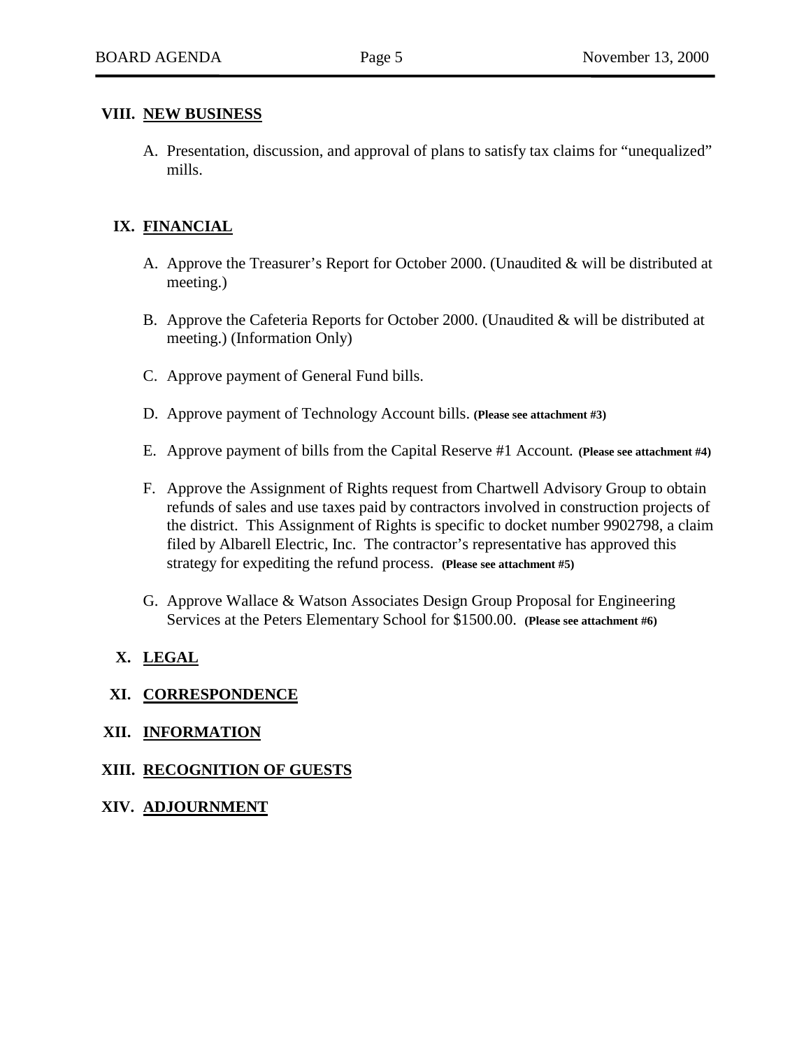## VIII. NEW BUSINESS

A. Presentation, discussion, and approval of plans to satisfy tax claims for "unequalized" mills.

## IX. FINANCIAL

A. Approve the Treasurer's Report for October 2000. (Unaudited & will be distributed at meeting.)

B. Approve the Cafeteria Reports for October 2000. (Unaudited & will be distributed at meeting.) (Information Only)

C. Approve payment of General Fund bills.

D. Approve payment of Technology Account bills. **(Please see attachment #3)**

E. Approve payment of bills from the Capital Reserve #1 Account. **(Please see attachment #4)**

F. Approve the Assignment of Rights request from Chartwell Advisory Group to obtain refunds of sales and use taxes paid by contractors involved in construction projects of the district. This Assignment of Rights is specific to docket number 9902798, a claim filed by Albarell Electric, Inc. The contractor's representative has approved this strategy for expediting the refund process. **(Please see attachment #5)**

G. Approve Wallace & Watson Associates Design Group Proposal for Engineering Services at the Peters Elementary School for $1500.00. **(Please see attachment #6)**

## X. LEGAL

## XI. CORRESPONDENCE

## XII. INFORMATION

## XIII. RECOGNITION OF GUESTS

## XIV. ADJOURNMENT